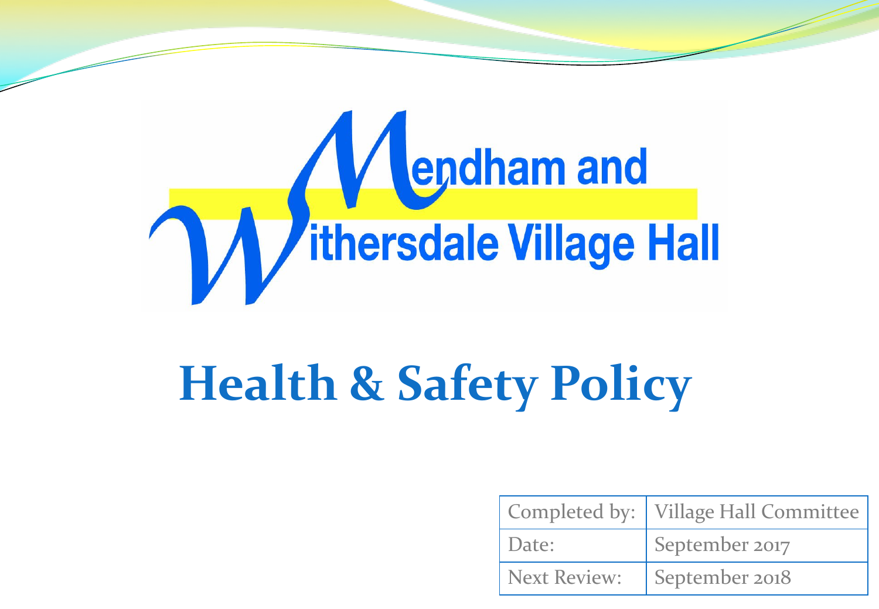# Mendham and Withersdale Village Hall

# Health & Safety Policy

| Completed by: | Village Hall Committee |
| --- | --- |
| Date: | September 2017 |
| Next Review: | September 2018 |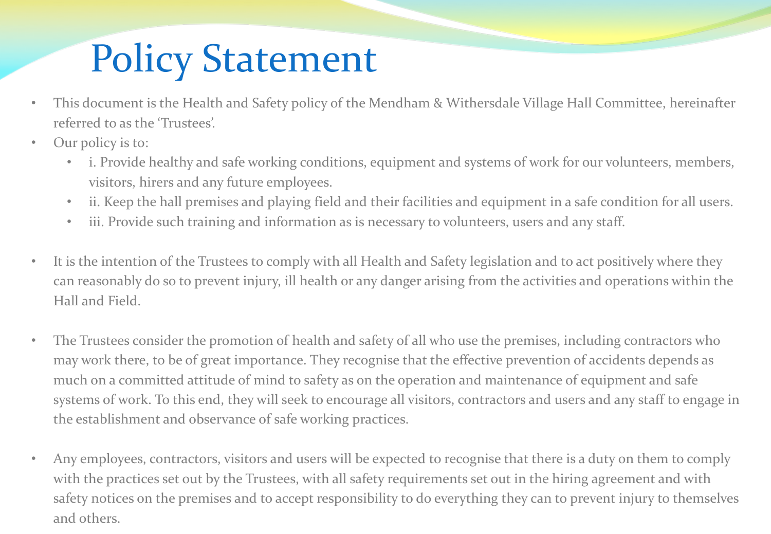# Policy Statement

- This document is the Health and Safety policy of the Mendham & Withersdale Village Hall Committee, hereinafter referred to as the 'Trustees'.
- Our policy is to:
  - i. Provide healthy and safe working conditions, equipment and systems of work for our volunteers, members, visitors, hirers and any future employees.
  - ii. Keep the hall premises and playing field and their facilities and equipment in a safe condition for all users.
  - iii. Provide such training and information as is necessary to volunteers, users and any staff.
- It is the intention of the Trustees to comply with all Health and Safety legislation and to act positively where they can reasonably do so to prevent injury, ill health or any danger arising from the activities and operations within the Hall and Field.
- The Trustees consider the promotion of health and safety of all who use the premises, including contractors who may work there, to be of great importance. They recognise that the effective prevention of accidents depends as much on a committed attitude of mind to safety as on the operation and maintenance of equipment and safe systems of work. To this end, they will seek to encourage all visitors, contractors and users and any staff to engage in the establishment and observance of safe working practices.
- Any employees, contractors, visitors and users will be expected to recognise that there is a duty on them to comply with the practices set out by the Trustees, with all safety requirements set out in the hiring agreement and with safety notices on the premises and to accept responsibility to do everything they can to prevent injury to themselves and others.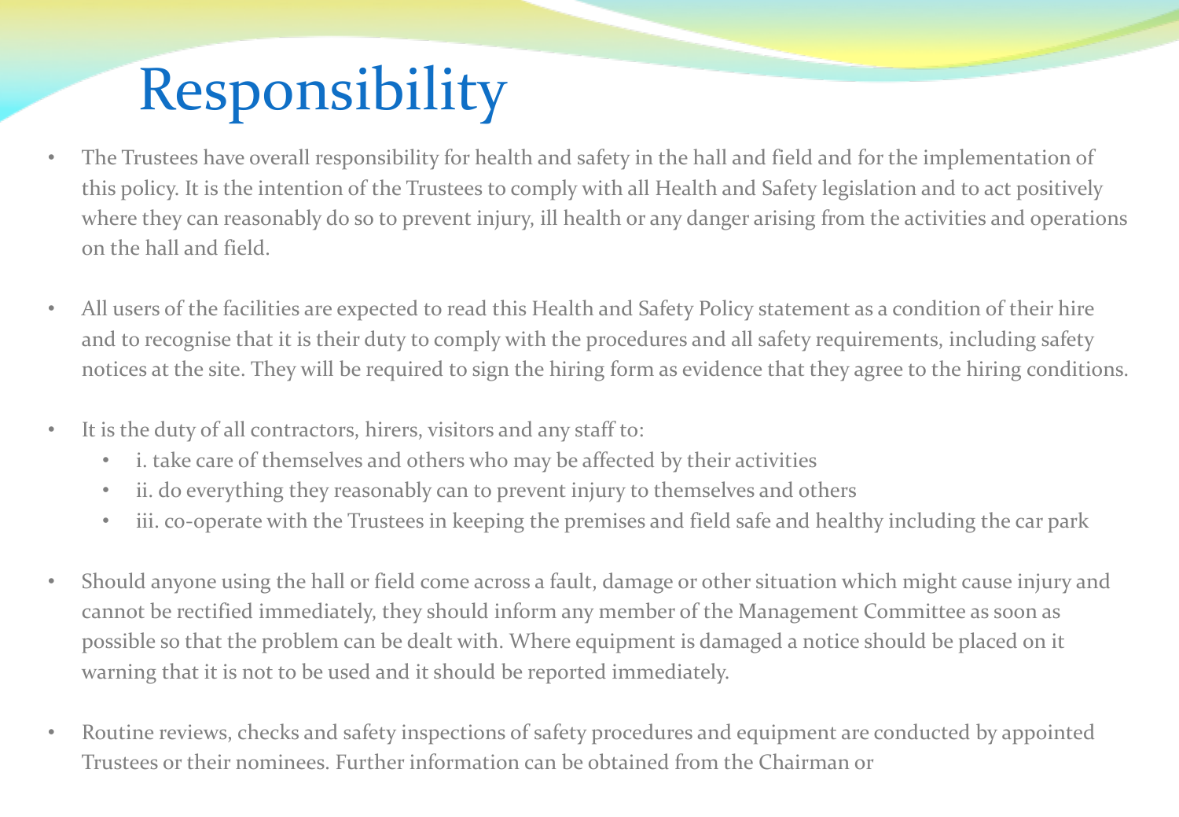# Responsibility

- The Trustees have overall responsibility for health and safety in the hall and field and for the implementation of this policy. It is the intention of the Trustees to comply with all Health and Safety legislation and to act positively where they can reasonably do so to prevent injury, ill health or any danger arising from the activities and operations on the hall and field.

- All users of the facilities are expected to read this Health and Safety Policy statement as a condition of their hire and to recognise that it is their duty to comply with the procedures and all safety requirements, including safety notices at the site. They will be required to sign the hiring form as evidence that they agree to the hiring conditions.

- It is the duty of all contractors, hirers, visitors and any staff to:
  - i. take care of themselves and others who may be affected by their activities
  - ii. do everything they reasonably can to prevent injury to themselves and others
  - iii. co-operate with the Trustees in keeping the premises and field safe and healthy including the car park

- Should anyone using the hall or field come across a fault, damage or other situation which might cause injury and cannot be rectified immediately, they should inform any member of the Management Committee as soon as possible so that the problem can be dealt with. Where equipment is damaged a notice should be placed on it warning that it is not to be used and it should be reported immediately.

- Routine reviews, checks and safety inspections of safety procedures and equipment are conducted by appointed Trustees or their nominees. Further information can be obtained from the Chairman or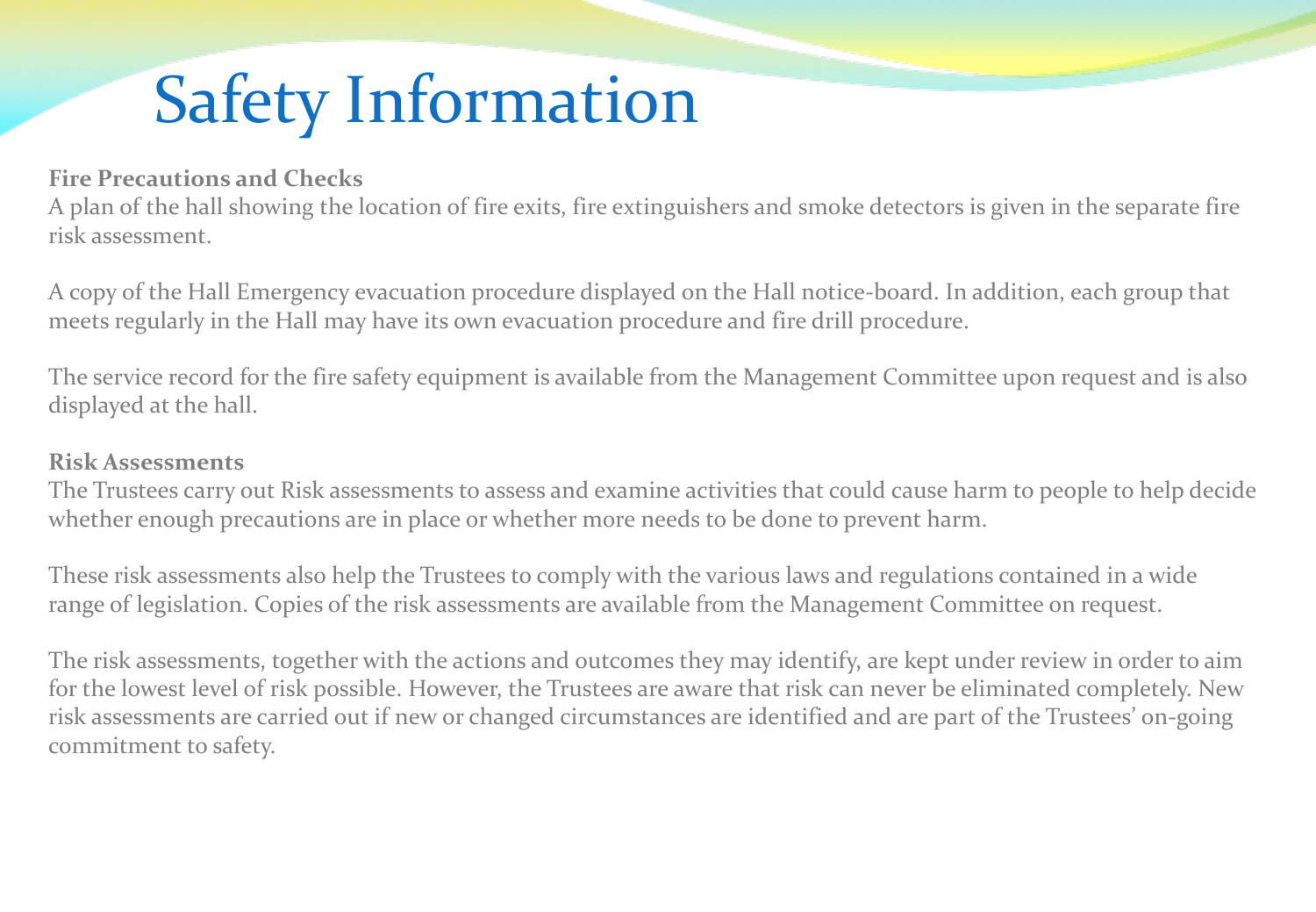# Safety Information

**Fire Precautions and Checks**

A plan of the hall showing the location of fire exits, fire extinguishers and smoke detectors is given in the separate fire risk assessment.

A copy of the Hall Emergency evacuation procedure displayed on the Hall notice-board. In addition, each group that meets regularly in the Hall may have its own evacuation procedure and fire drill procedure.

The service record for the fire safety equipment is available from the Management Committee upon request and is also displayed at the hall.

**Risk Assessments**

The Trustees carry out Risk assessments to assess and examine activities that could cause harm to people to help decide whether enough precautions are in place or whether more needs to be done to prevent harm.

These risk assessments also help the Trustees to comply with the various laws and regulations contained in a wide range of legislation. Copies of the risk assessments are available from the Management Committee on request.

The risk assessments, together with the actions and outcomes they may identify, are kept under review in order to aim for the lowest level of risk possible. However, the Trustees are aware that risk can never be eliminated completely. New risk assessments are carried out if new or changed circumstances are identified and are part of the Trustees' on-going commitment to safety.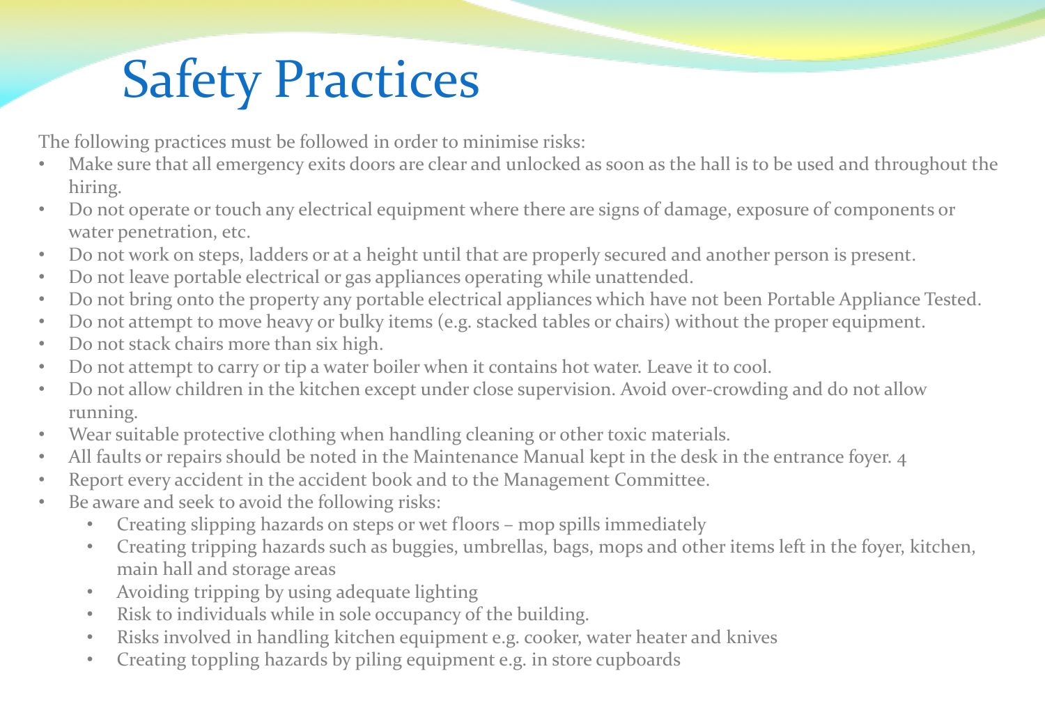# Safety Practices

The following practices must be followed in order to minimise risks:

- Make sure that all emergency exits doors are clear and unlocked as soon as the hall is to be used and throughout the hiring.
- Do not operate or touch any electrical equipment where there are signs of damage, exposure of components or water penetration, etc.
- Do not work on steps, ladders or at a height until that are properly secured and another person is present.
- Do not leave portable electrical or gas appliances operating while unattended.
- Do not bring onto the property any portable electrical appliances which have not been Portable Appliance Tested.
- Do not attempt to move heavy or bulky items (e.g. stacked tables or chairs) without the proper equipment.
- Do not stack chairs more than six high.
- Do not attempt to carry or tip a water boiler when it contains hot water. Leave it to cool.
- Do not allow children in the kitchen except under close supervision. Avoid over-crowding and do not allow running.
- Wear suitable protective clothing when handling cleaning or other toxic materials.
- All faults or repairs should be noted in the Maintenance Manual kept in the desk in the entrance foyer. 4
- Report every accident in the accident book and to the Management Committee.
- Be aware and seek to avoid the following risks:
  - Creating slipping hazards on steps or wet floors – mop spills immediately
  - Creating tripping hazards such as buggies, umbrellas, bags, mops and other items left in the foyer, kitchen, main hall and storage areas
  - Avoiding tripping by using adequate lighting
  - Risk to individuals while in sole occupancy of the building.
  - Risks involved in handling kitchen equipment e.g. cooker, water heater and knives
  - Creating toppling hazards by piling equipment e.g. in store cupboards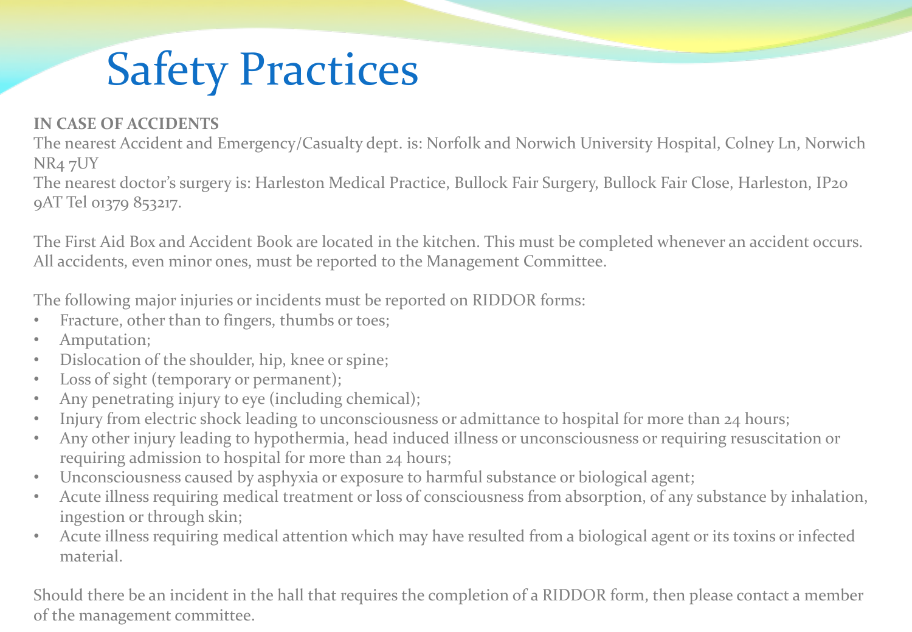# Safety Practices

**IN CASE OF ACCIDENTS**

The nearest Accident and Emergency/Casualty dept. is: Norfolk and Norwich University Hospital, Colney Ln, Norwich NR4 7UY

The nearest doctor's surgery is: Harleston Medical Practice, Bullock Fair Surgery, Bullock Fair Close, Harleston, IP20 9AT Tel 01379 853217.

The First Aid Box and Accident Book are located in the kitchen. This must be completed whenever an accident occurs. All accidents, even minor ones, must be reported to the Management Committee.

The following major injuries or incidents must be reported on RIDDOR forms:

- Fracture, other than to fingers, thumbs or toes;
- Amputation;
- Dislocation of the shoulder, hip, knee or spine;
- Loss of sight (temporary or permanent);
- Any penetrating injury to eye (including chemical);
- Injury from electric shock leading to unconsciousness or admittance to hospital for more than 24 hours;
- Any other injury leading to hypothermia, head induced illness or unconsciousness or requiring resuscitation or requiring admission to hospital for more than 24 hours;
- Unconsciousness caused by asphyxia or exposure to harmful substance or biological agent;
- Acute illness requiring medical treatment or loss of consciousness from absorption, of any substance by inhalation, ingestion or through skin;
- Acute illness requiring medical attention which may have resulted from a biological agent or its toxins or infected material.

Should there be an incident in the hall that requires the completion of a RIDDOR form, then please contact a member of the management committee.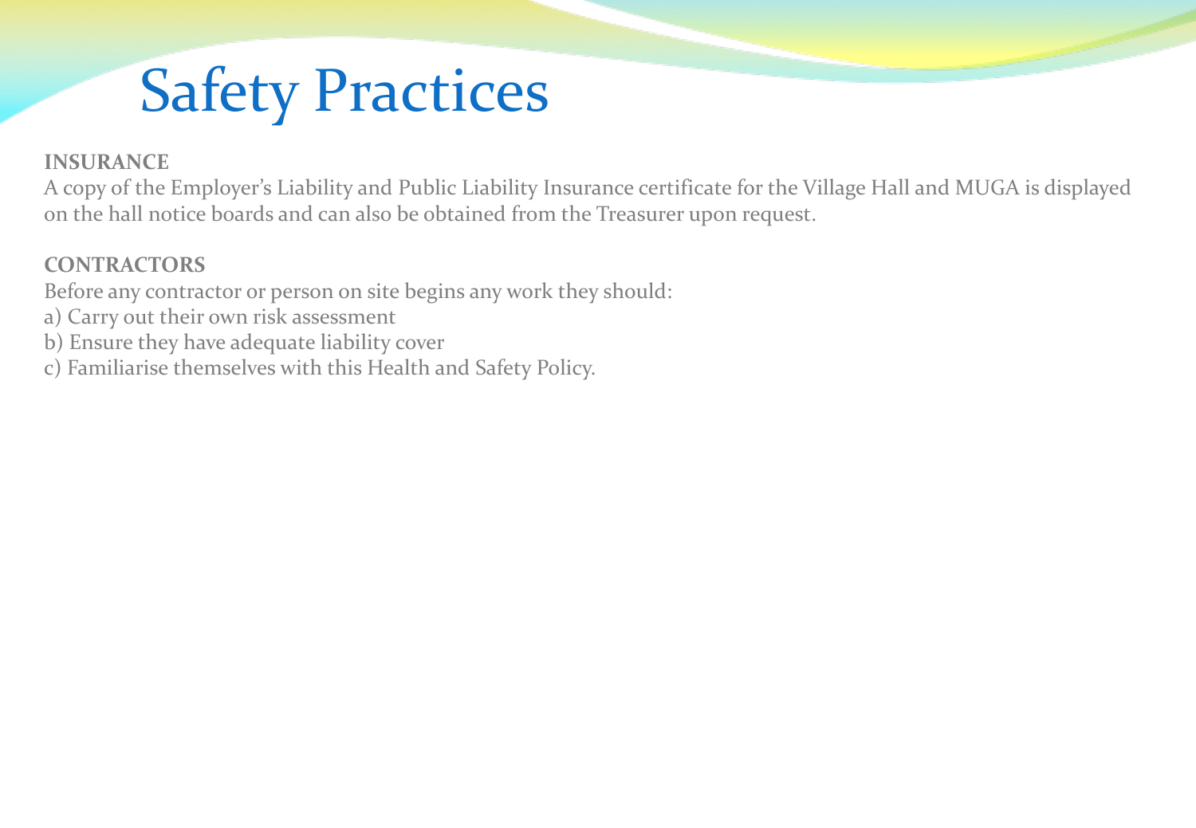# Safety Practices

**INSURANCE**

A copy of the Employer's Liability and Public Liability Insurance certificate for the Village Hall and MUGA is displayed on the hall notice boards and can also be obtained from the Treasurer upon request.

**CONTRACTORS**

Before any contractor or person on site begins any work they should:

a) Carry out their own risk assessment

b) Ensure they have adequate liability cover

c) Familiarise themselves with this Health and Safety Policy.